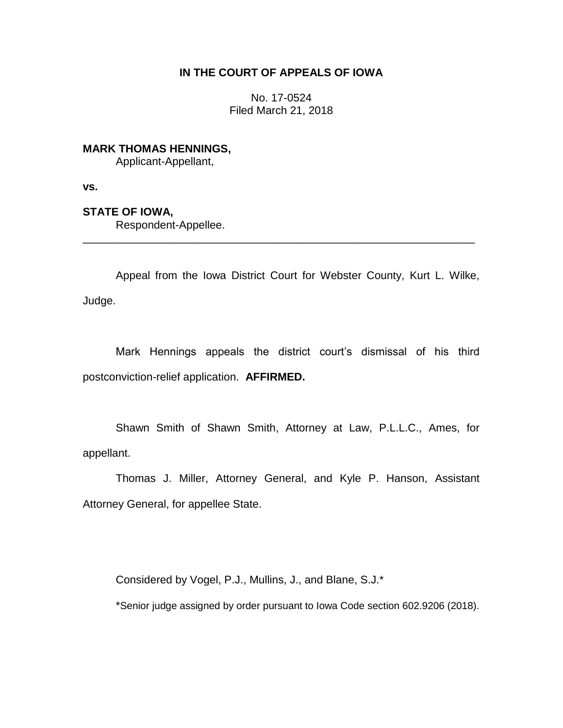**IN THE COURT OF APPEALS OF IOWA**

No. 17-0524
Filed March 21, 2018

**MARK THOMAS HENNINGS,**
Applicant-Appellant,

**vs.**

**STATE OF IOWA,**
Respondent-Appellee.

---

Appeal from the Iowa District Court for Webster County, Kurt L. Wilke, Judge.

Mark Hennings appeals the district court's dismissal of his third postconviction-relief application. **AFFIRMED.**

Shawn Smith of Shawn Smith, Attorney at Law, P.L.L.C., Ames, for appellant.

Thomas J. Miller, Attorney General, and Kyle P. Hanson, Assistant Attorney General, for appellee State.

Considered by Vogel, P.J., Mullins, J., and Blane, S.J.*

*Senior judge assigned by order pursuant to Iowa Code section 602.9206 (2018).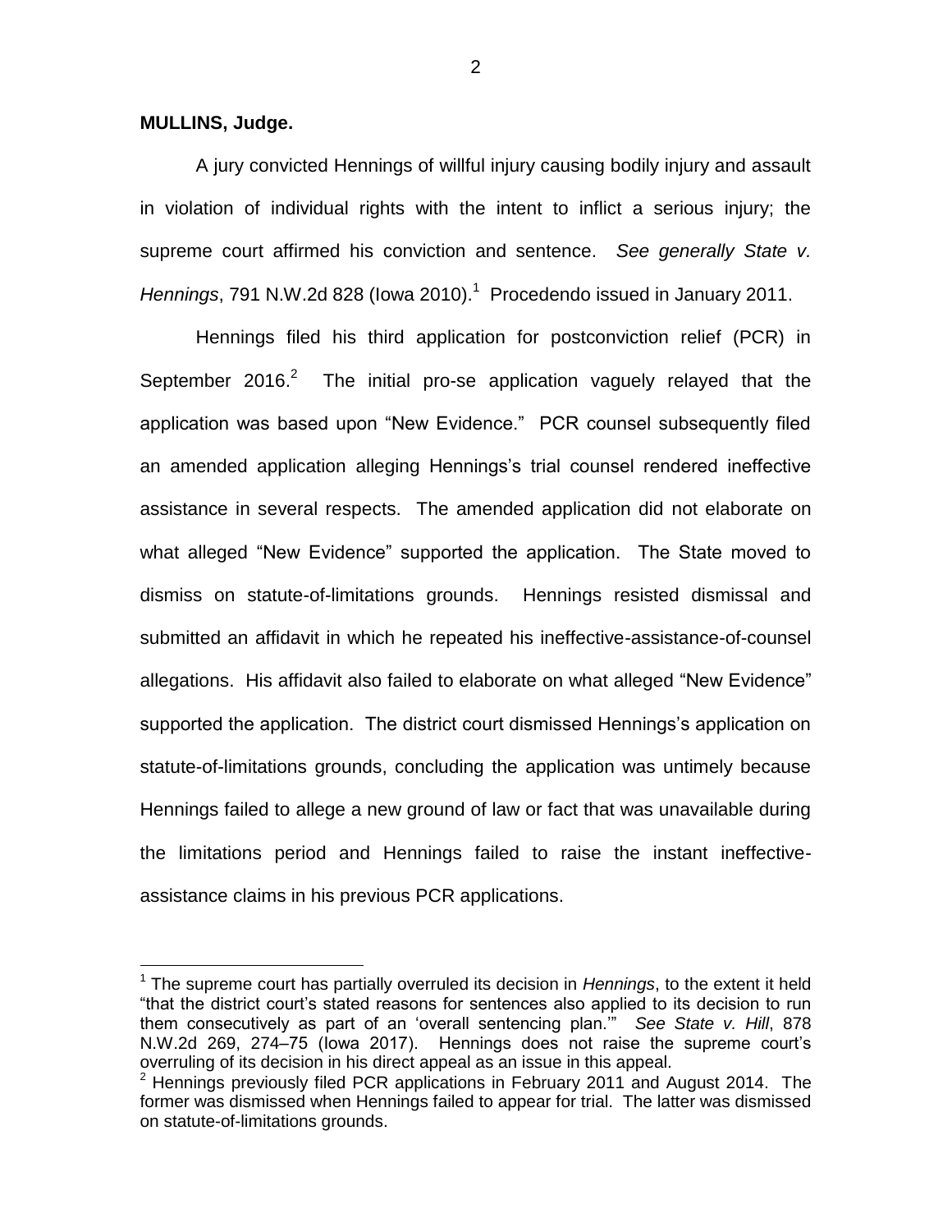**MULLINS, Judge.**

A jury convicted Hennings of willful injury causing bodily injury and assault in violation of individual rights with the intent to inflict a serious injury; the supreme court affirmed his conviction and sentence. *See generally State v. Hennings*, 791 N.W.2d 828 (Iowa 2010).[1] Procedendo issued in January 2011.

Hennings filed his third application for postconviction relief (PCR) in September 2016.[2] The initial pro-se application vaguely relayed that the application was based upon "New Evidence." PCR counsel subsequently filed an amended application alleging Hennings's trial counsel rendered ineffective assistance in several respects. The amended application did not elaborate on what alleged "New Evidence" supported the application. The State moved to dismiss on statute-of-limitations grounds. Hennings resisted dismissal and submitted an affidavit in which he repeated his ineffective-assistance-of-counsel allegations. His affidavit also failed to elaborate on what alleged "New Evidence" supported the application. The district court dismissed Hennings's application on statute-of-limitations grounds, concluding the application was untimely because Hennings failed to allege a new ground of law or fact that was unavailable during the limitations period and Hennings failed to raise the instant ineffective-assistance claims in his previous PCR applications.

---

[1] The supreme court has partially overruled its decision in *Hennings*, to the extent it held "that the district court's stated reasons for sentences also applied to its decision to run them consecutively as part of an 'overall sentencing plan.'" *See State v. Hill*, 878 N.W.2d 269, 274–75 (Iowa 2017). Hennings does not raise the supreme court's overruling of its decision in his direct appeal as an issue in this appeal.

[2] Hennings previously filed PCR applications in February 2011 and August 2014. The former was dismissed when Hennings failed to appear for trial. The latter was dismissed on statute-of-limitations grounds.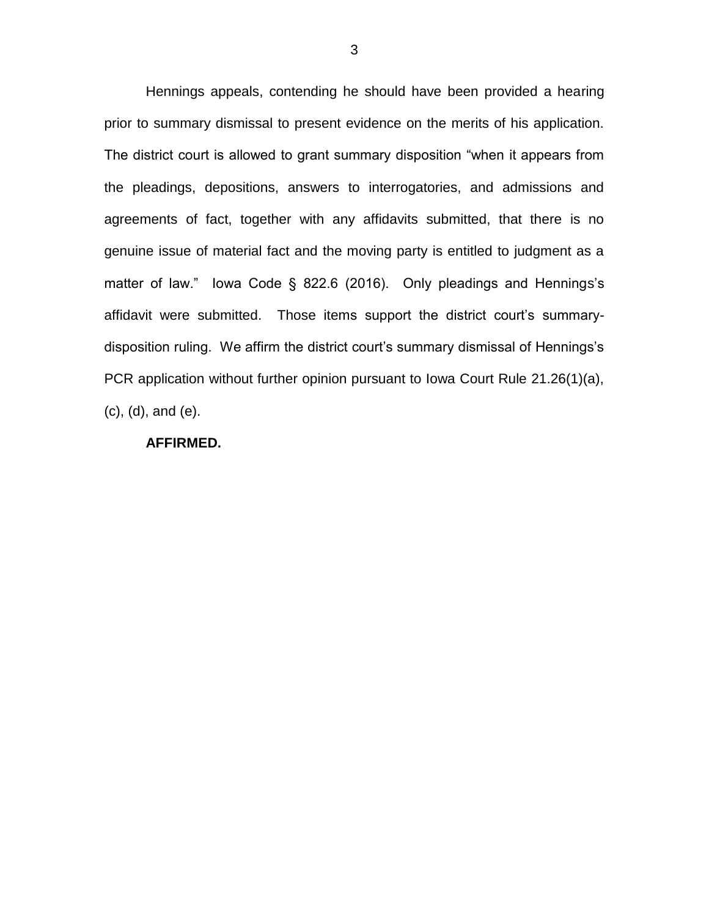Hennings appeals, contending he should have been provided a hearing prior to summary dismissal to present evidence on the merits of his application. The district court is allowed to grant summary disposition "when it appears from the pleadings, depositions, answers to interrogatories, and admissions and agreements of fact, together with any affidavits submitted, that there is no genuine issue of material fact and the moving party is entitled to judgment as a matter of law." Iowa Code § 822.6 (2016). Only pleadings and Hennings's affidavit were submitted. Those items support the district court's summary-disposition ruling. We affirm the district court's summary dismissal of Hennings's PCR application without further opinion pursuant to Iowa Court Rule 21.26(1)(a), (c), (d), and (e).

**AFFIRMED.**